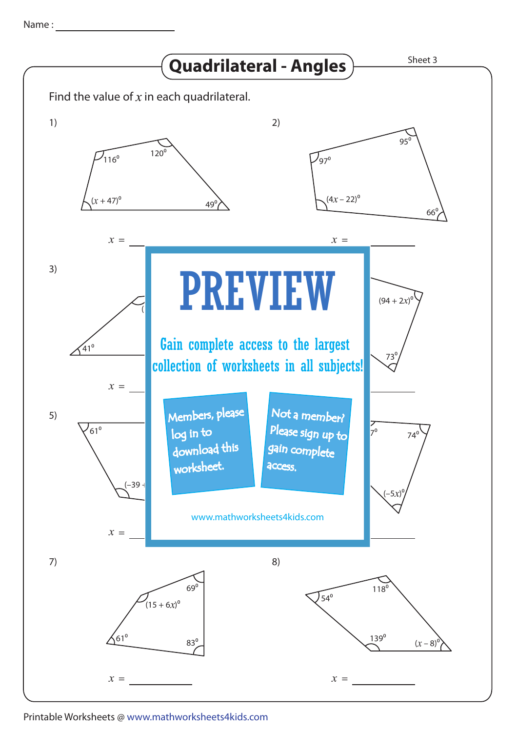Name : ____________________

# Quadrilateral - Angles

Sheet 3

Find the value of $x$ in each quadrilateral.

1) $116^0$, $120^0$, $(x + 47)^0$, $49^0$

$x$ = ________

2) $95^0$, $97^0$, $(4x - 22)^0$, $66^0$

$x$ = ________

3) $41^0$

$x$ = ________

4) $(94 + 2x)^0$, $73^0$

$x$ = ________

5) $61^0$, $(-39$

$x$ = ________

6) $7^0$, $74^0$, $(-5x)^0$

$x$ = ________

PREVIEW

Gain complete access to the largest collection of worksheets in all subjects!

Members, please log in to download this worksheet.

Not a member? Please sign up to gain complete access.

www.mathworksheets4kids.com

7) $69^0$, $(15 + 6x)^0$, $61^0$, $83^0$

$x$ = ________

8) $54^0$, $118^0$, $139^0$, $(x - 8)^0$

$x$ = ________

Printable Worksheets @ www.mathworksheets4kids.com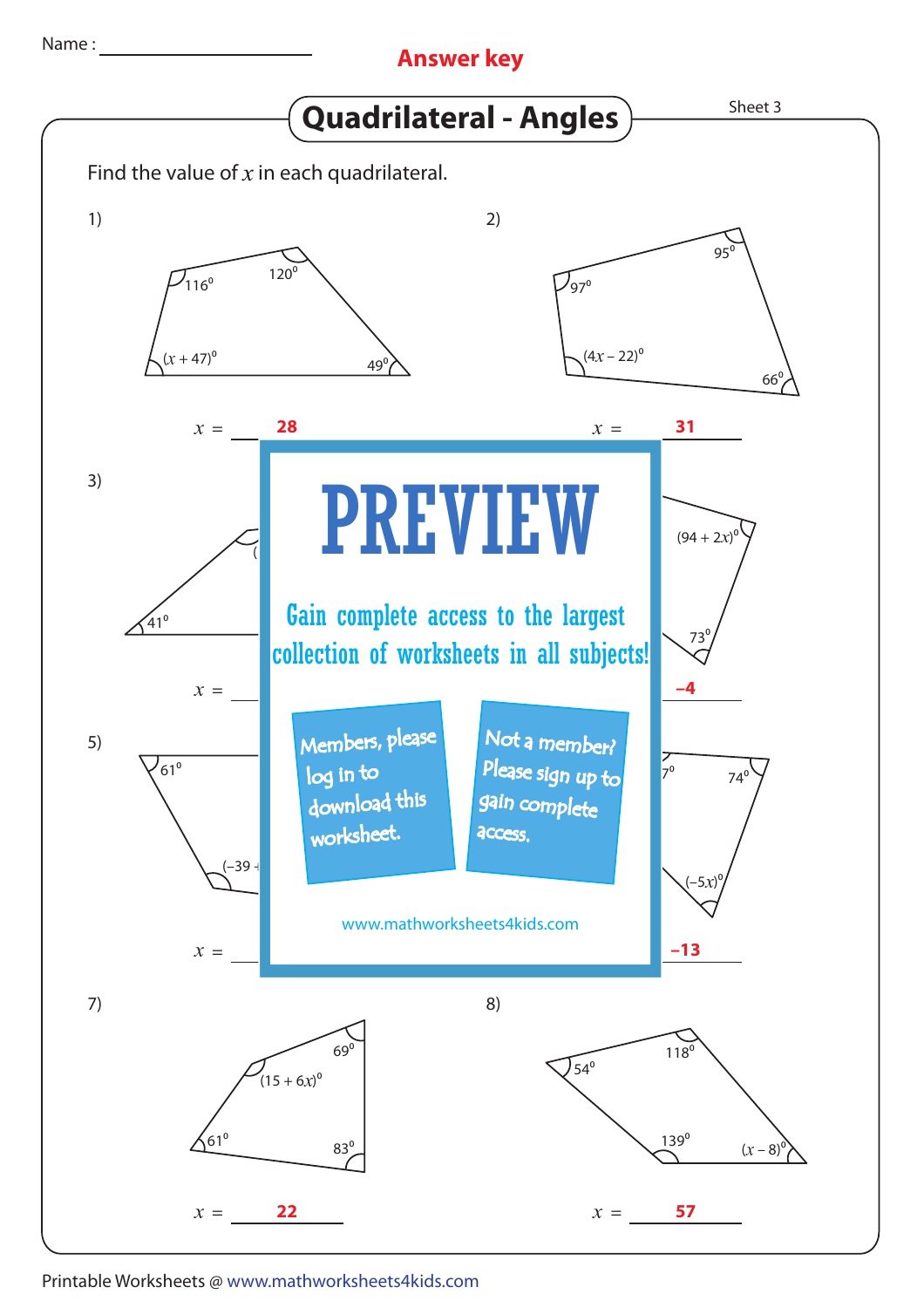Name : ________________

**Answer key**

# Quadrilateral - Angles

Sheet 3

Find the value of $x$ in each quadrilateral.

1)

$116^0$

$120^0$

$(x + 47)^0$

$49^0$

$x$ = **28**

2)

$95^0$

$97^0$

$(4x - 22)^0$

$66^0$

$x$ = **31**

3)

$41^0$

$x$ =

4)

$(94 + 2x)^0$

$73^0$

$x$ = **–4**

5)

$61^0$

$(-39 +$

$x$ =

6)

$7^0$

$74^0$

$(-5x)^0$

$x$ = **–13**

**PREVIEW**

Gain complete access to the largest collection of worksheets in all subjects!

Members, please log in to download this worksheet.

Not a member? Please sign up to gain complete access.

www.mathworksheets4kids.com

7)

$69^0$

$(15 + 6x)^0$

$61^0$

$83^0$

$x$ = **22**

8)

$54^0$

$118^0$

$139^0$

$(x - 8)^0$

$x$ = **57**

Printable Worksheets @ www.mathworksheets4kids.com